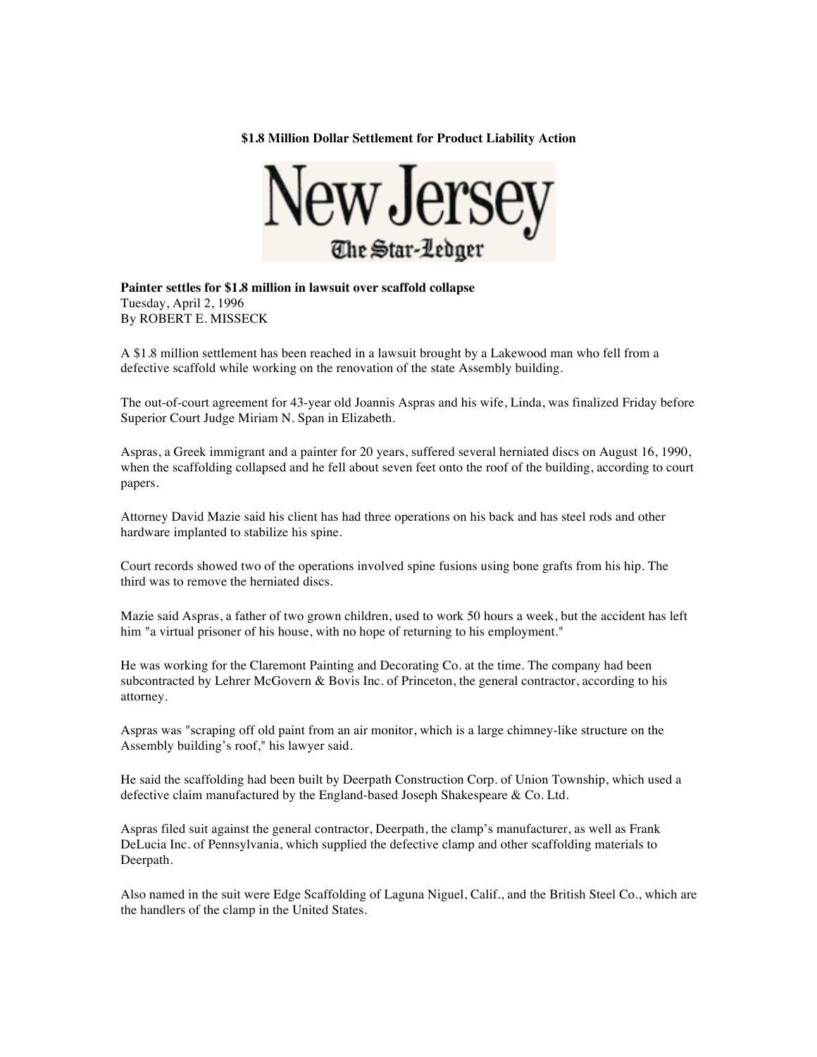**$1.8 Million Dollar Settlement for Product Liability Action**

New Jersey
The Star-Ledger

**Painter settles for $1.8 million in lawsuit over scaffold collapse**
Tuesday, April 2, 1996
By ROBERT E. MISSECK

A $1.8 million settlement has been reached in a lawsuit brought by a Lakewood man who fell from a defective scaffold while working on the renovation of the state Assembly building.

The out-of-court agreement for 43-year old Joannis Aspras and his wife, Linda, was finalized Friday before Superior Court Judge Miriam N. Span in Elizabeth.

Aspras, a Greek immigrant and a painter for 20 years, suffered several herniated discs on August 16, 1990, when the scaffolding collapsed and he fell about seven feet onto the roof of the building, according to court papers.

Attorney David Mazie said his client has had three operations on his back and has steel rods and other hardware implanted to stabilize his spine.

Court records showed two of the operations involved spine fusions using bone grafts from his hip. The third was to remove the herniated discs.

Mazie said Aspras, a father of two grown children, used to work 50 hours a week, but the accident has left him "a virtual prisoner of his house, with no hope of returning to his employment."

He was working for the Claremont Painting and Decorating Co. at the time. The company had been subcontracted by Lehrer McGovern & Bovis Inc. of Princeton, the general contractor, according to his attorney.

Aspras was "scraping off old paint from an air monitor, which is a large chimney-like structure on the Assembly building's roof," his lawyer said.

He said the scaffolding had been built by Deerpath Construction Corp. of Union Township, which used a defective claim manufactured by the England-based Joseph Shakespeare & Co. Ltd.

Aspras filed suit against the general contractor, Deerpath, the clamp's manufacturer, as well as Frank DeLucia Inc. of Pennsylvania, which supplied the defective clamp and other scaffolding materials to Deerpath.

Also named in the suit were Edge Scaffolding of Laguna Niguel, Calif., and the British Steel Co., which are the handlers of the clamp in the United States.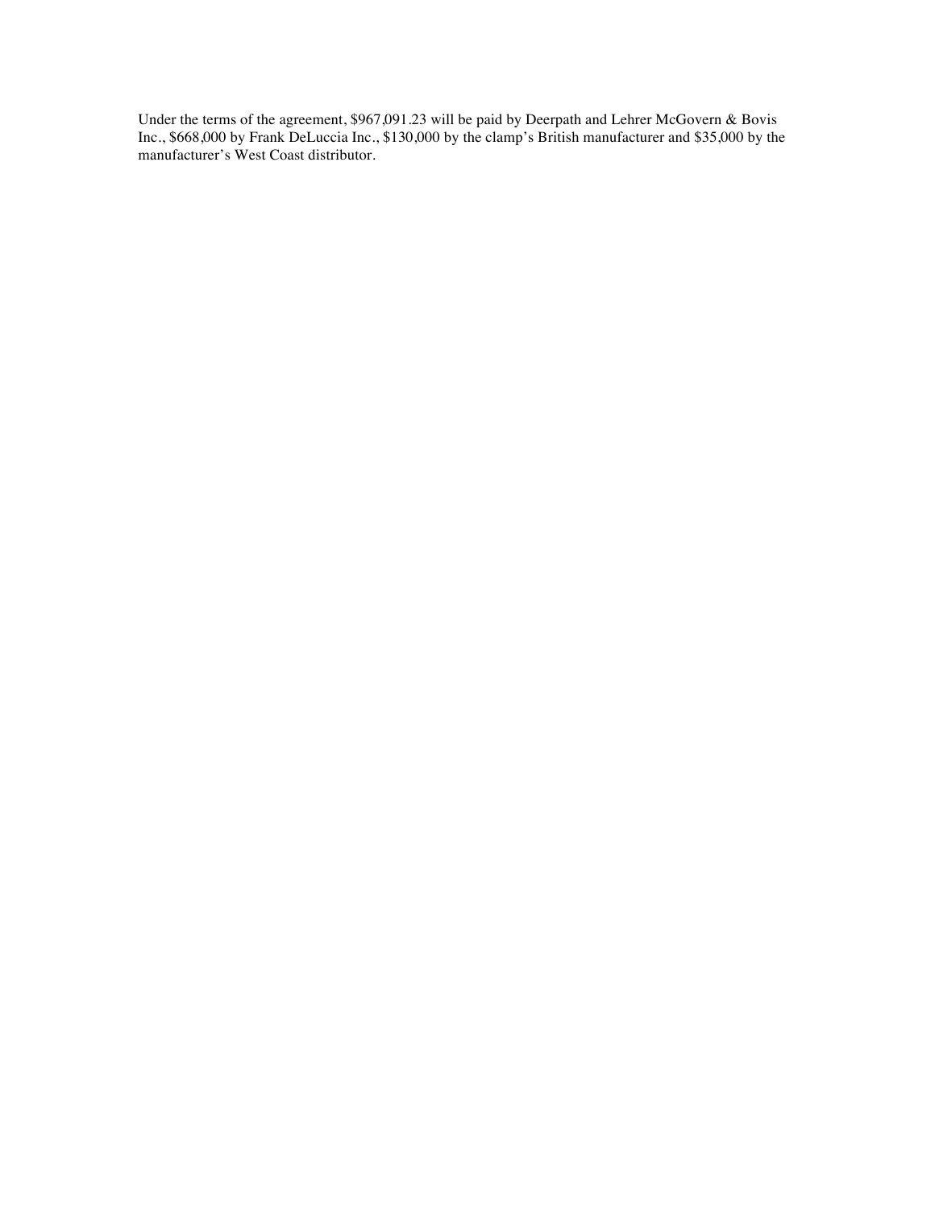Under the terms of the agreement, $967,091.23 will be paid by Deerpath and Lehrer McGovern & Bovis Inc., $668,000 by Frank DeLuccia Inc., $130,000 by the clamp's British manufacturer and $35,000 by the manufacturer's West Coast distributor.